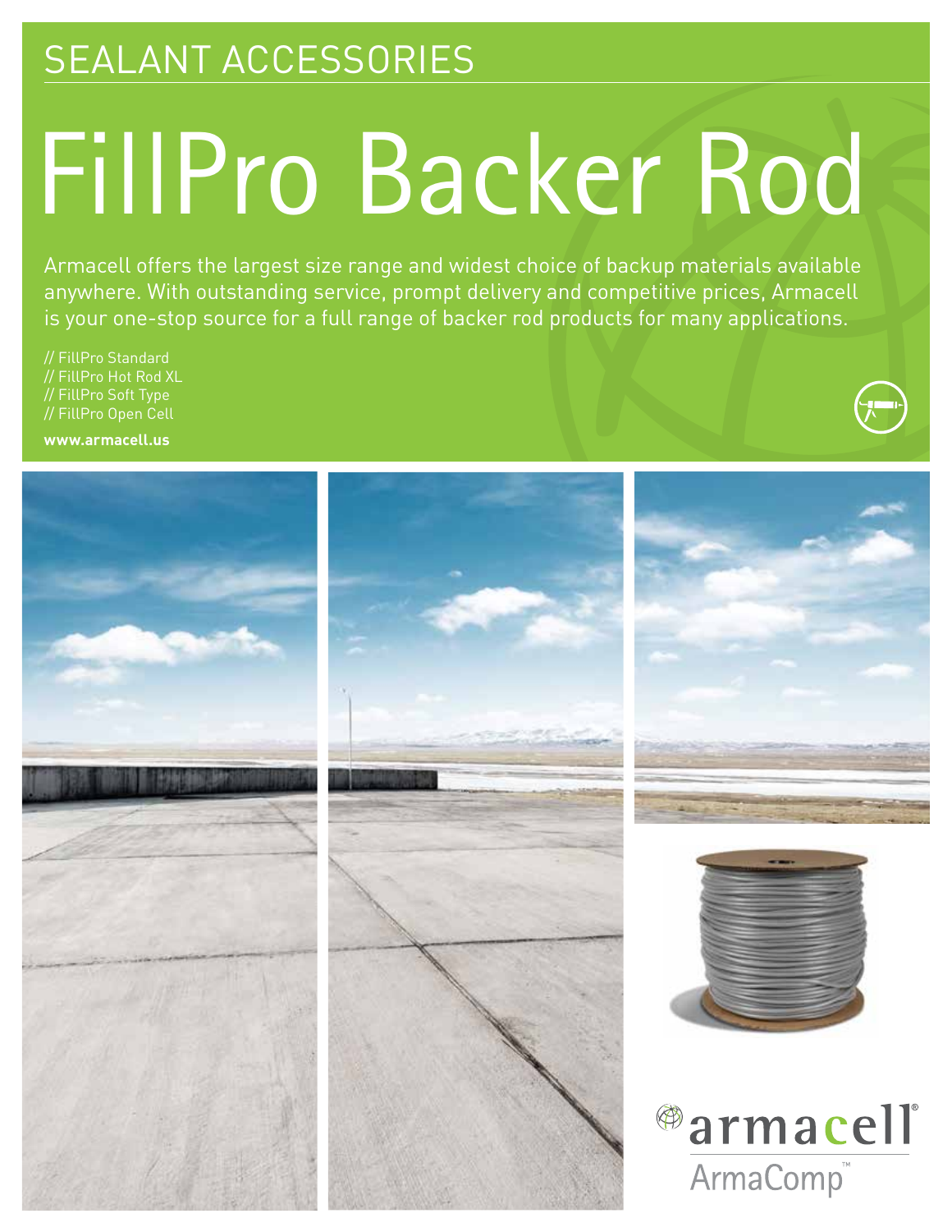# SEALANT ACCESSORIES

# FillPro Backer Rod

Armacell offers the largest size range and widest choice of backup materials available anywhere. With outstanding service, prompt delivery and competitive prices, Armacell is your one-stop source for a full range of backer rod products for many applications.

// FillPro Standard
// FillPro Hot Rod XL
// FillPro Soft Type
// FillPro Open Cell

**www.armacell.us**

armacell®
ArmaComp™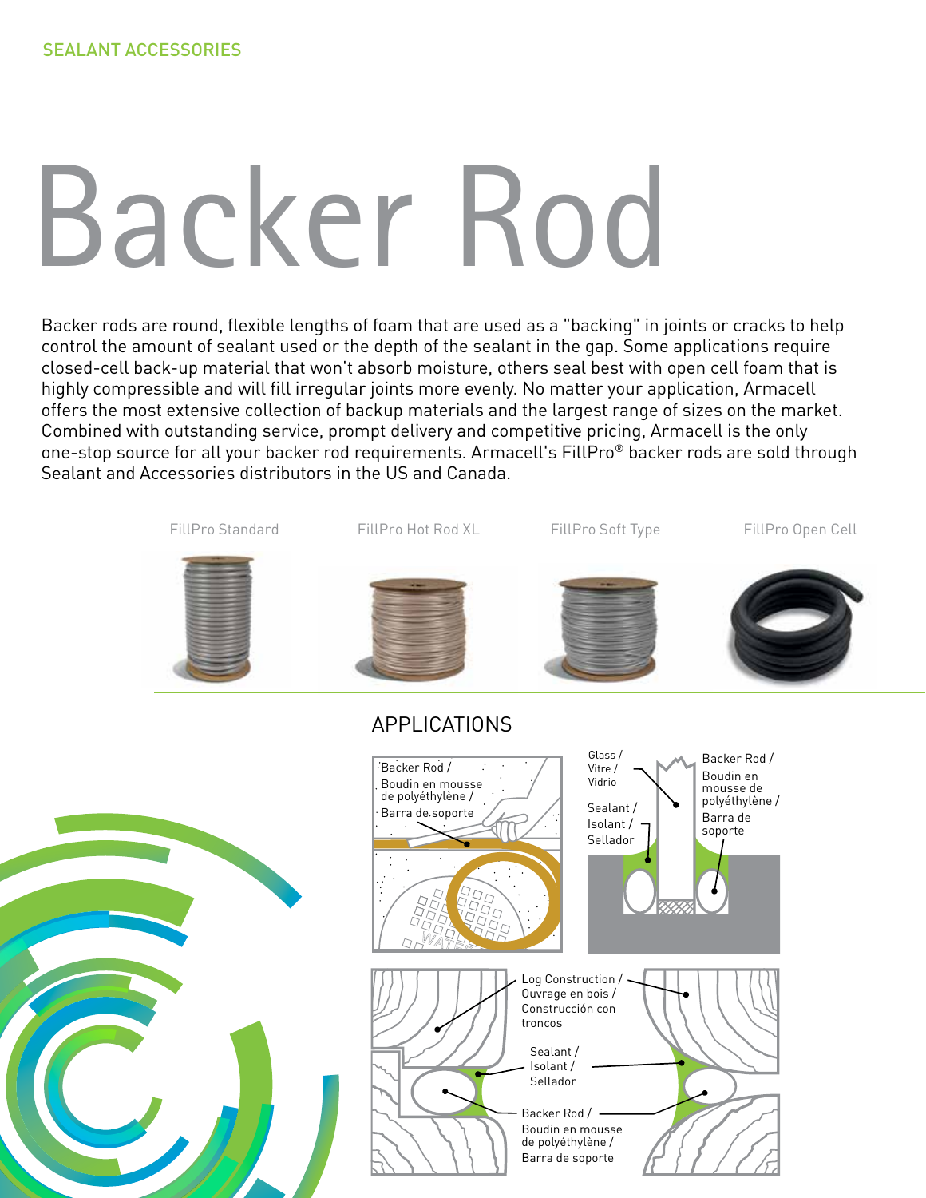SEALANT ACCESSORIES

# Backer Rod

Backer rods are round, flexible lengths of foam that are used as a "backing" in joints or cracks to help control the amount of sealant used or the depth of the sealant in the gap. Some applications require closed-cell back-up material that won't absorb moisture, others seal best with open cell foam that is highly compressible and will fill irregular joints more evenly. No matter your application, Armacell offers the most extensive collection of backup materials and the largest range of sizes on the market. Combined with outstanding service, prompt delivery and competitive pricing, Armacell is the only one-stop source for all your backer rod requirements. Armacell's FillPro® backer rods are sold through Sealant and Accessories distributors in the US and Canada.

FillPro Standard

FillPro Hot Rod XL

FillPro Soft Type

FillPro Open Cell

## APPLICATIONS

Backer Rod / Boudin en mousse de polyéthylène / Barra de soporte

Glass / Vitre / Vidrio

Sealant / Isolant / Sellador

Backer Rod / Boudin en mousse de polyéthylène / Barra de soporte

Log Construction / Ouvrage en bois / Construcción con troncos

Sealant / Isolant / Sellador

Backer Rod / Boudin en mousse de polyéthylène / Barra de soporte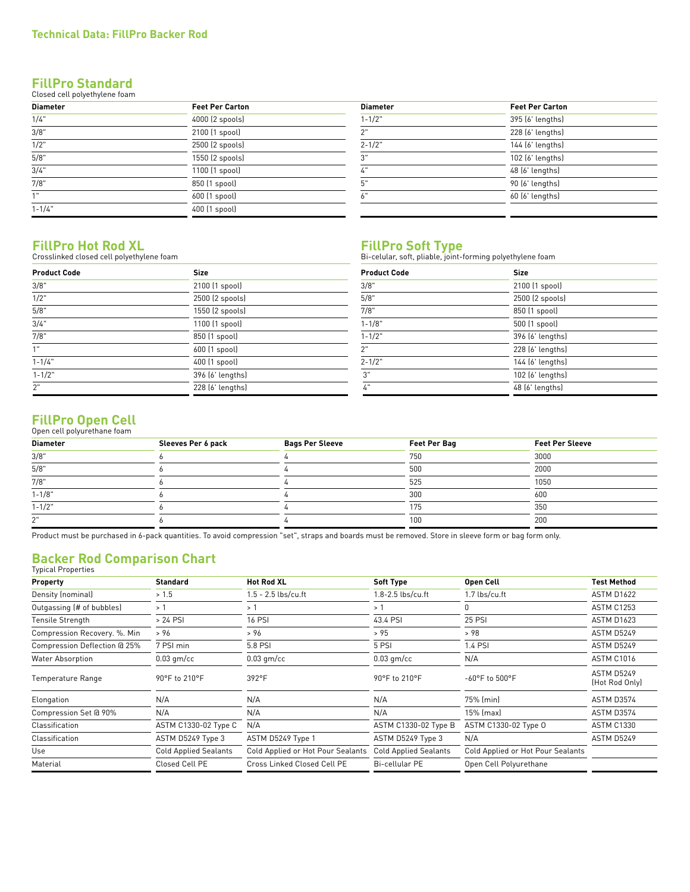# Technical Data: FillPro Backer Rod

## FillPro Standard

Closed cell polyethylene foam

| Diameter | Feet Per Carton | Diameter | Feet Per Carton |
|---|---|---|---|
| 1/4" | 4000 (2 spools) | 1-1/2" | 395 (6' lengths) |
| 3/8" | 2100 (1 spool) | 2" | 228 (6' lengths) |
| 1/2" | 2500 (2 spools) | 2-1/2" | 144 (6' lengths) |
| 5/8" | 1550 (2 spools) | 3" | 102 (6' lengths) |
| 3/4" | 1100 (1 spool) | 4" | 48 (6' lengths) |
| 7/8" | 850 (1 spool) | 5" | 90 (6' lengths) |
| 1" | 600 (1 spool) | 6" | 60 (6' lengths) |
| 1-1/4" | 400 (1 spool) | | |

## FillPro Hot Rod XL

Crosslinked closed cell polyethylene foam

| Product Code | Size |
|---|---|
| 3/8" | 2100 (1 spool) |
| 1/2" | 2500 (2 spools) |
| 5/8" | 1550 (2 spools) |
| 3/4" | 1100 (1 spool) |
| 7/8" | 850 (1 spool) |
| 1" | 600 (1 spool) |
| 1-1/4" | 400 (1 spool) |
| 1-1/2" | 396 (6' lengths) |
| 2" | 228 (6' lengths) |

## FillPro Soft Type

Bi-celular, soft, pliable, joint-forming polyethylene foam

| Product Code | Size |
|---|---|
| 3/8" | 2100 (1 spool) |
| 5/8" | 2500 (2 spools) |
| 7/8" | 850 (1 spool) |
| 1-1/8" | 500 (1 spool) |
| 1-1/2" | 396 (6' lengths) |
| 2" | 228 (6' lengths) |
| 2-1/2" | 144 (6' lengths) |
| 3" | 102 (6' lengths) |
| 4" | 48 (6' lengths) |

## FillPro Open Cell

Open cell polyurethane foam

| Diameter | Sleeves Per 6 pack | Bags Per Sleeve | Feet Per Bag | Feet Per Sleeve |
|---|---|---|---|---|
| 3/8" | 6 | 4 | 750 | 3000 |
| 5/8" | 6 | 4 | 500 | 2000 |
| 7/8" | 6 | 4 | 525 | 1050 |
| 1-1/8" | 6 | 4 | 300 | 600 |
| 1-1/2" | 6 | 4 | 175 | 350 |
| 2" | 6 | 4 | 100 | 200 |

Product must be purchased in 6-pack quantities. To avoid compression "set", straps and boards must be removed. Store in sleeve form or bag form only.

## Backer Rod Comparison Chart

Typical Properties

| Property | Standard | Hot Rod XL | Soft Type | Open Cell | Test Method |
|---|---|---|---|---|---|
| Density (nominal) | > 1.5 | 1.5 - 2.5 lbs/cu.ft | 1.8-2.5 lbs/cu.ft | 1.7 lbs/cu.ft | ASTM D1622 |
| Outgassing (# of bubbles) | > 1 | > 1 | > 1 | 0 | ASTM C1253 |
| Tensile Strength | > 24 PSI | 16 PSI | 43.4 PSI | 25 PSI | ASTM D1623 |
| Compression Recovery. %. Min | > 96 | > 96 | > 95 | > 98 | ASTM D5249 |
| Compression Deflection @ 25% | 7 PSI min | 5.8 PSI | 5 PSI | 1.4 PSI | ASTM D5249 |
| Water Absorption | 0.03 gm/cc | 0.03 gm/cc | 0.03 gm/cc | N/A | ASTM C1016 |
| Temperature Range | 90°F to 210°F | 392°F | 90°F to 210°F | -60°F to 500°F | ASTM D5249 (Hot Rod Only) |
| Elongation | N/A | N/A | N/A | 75% (min) | ASTM D3574 |
| Compression Set @ 90% | N/A | N/A | N/A | 15% (max) | ASTM D3574 |
| Classification | ASTM C1330-02 Type C | N/A | ASTM C1330-02 Type B | ASTM C1330-02 Type O | ASTM C1330 |
| Classification | ASTM D5249 Type 3 | ASTM D5249 Type 1 | ASTM D5249 Type 3 | N/A | ASTM D5249 |
| Use | Cold Applied Sealants | Cold Applied or Hot Pour Sealants | Cold Applied Sealants | Cold Applied or Hot Pour Sealants | |
| Material | Closed Cell PE | Cross Linked Closed Cell PE | Bi-cellular PE | Open Cell Polyurethane | |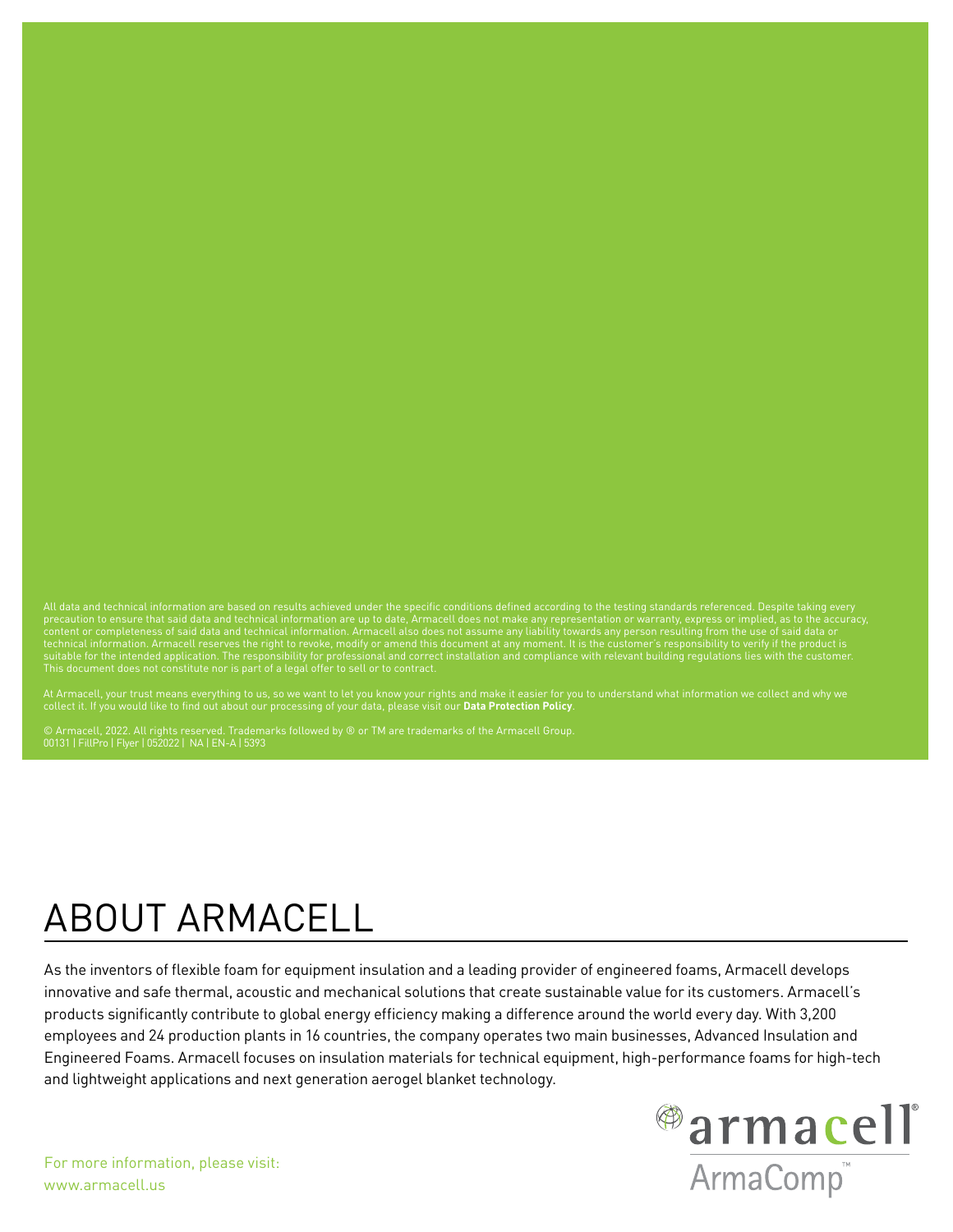All data and technical information are based on results achieved under the specific conditions defined according to the testing standards referenced. Despite taking every precaution to ensure that said data and technical information are up to date, Armacell does not make any representation or warranty, express or implied, as to the accuracy, content or completeness of said data and technical information. Armacell also does not assume any liability towards any person resulting from the use of said data or technical information. Armacell reserves the right to revoke, modify or amend this document at any moment. It is the customer's responsibility to verify if the product is suitable for the intended application. The responsibility for professional and correct installation and compliance with relevant building regulations lies with the customer. This document does not constitute nor is part of a legal offer to sell or to contract.

At Armacell, your trust means everything to us, so we want to let you know your rights and make it easier for you to understand what information we collect and why we collect it. If you would like to find out about our processing of your data, please visit our **Data Protection Policy**.

© Armacell, 2022. All rights reserved. Trademarks followed by ® or TM are trademarks of the Armacell Group.
00131 | FillPro | Flyer | 052022 | NA | EN-A | 5393

# ABOUT ARMACELL

As the inventors of flexible foam for equipment insulation and a leading provider of engineered foams, Armacell develops innovative and safe thermal, acoustic and mechanical solutions that create sustainable value for its customers. Armacell's products significantly contribute to global energy efficiency making a difference around the world every day. With 3,200 employees and 24 production plants in 16 countries, the company operates two main businesses, Advanced Insulation and Engineered Foams. Armacell focuses on insulation materials for technical equipment, high-performance foams for high-tech and lightweight applications and next generation aerogel blanket technology.

For more information, please visit:
www.armacell.us

armacell®
ArmaComp™